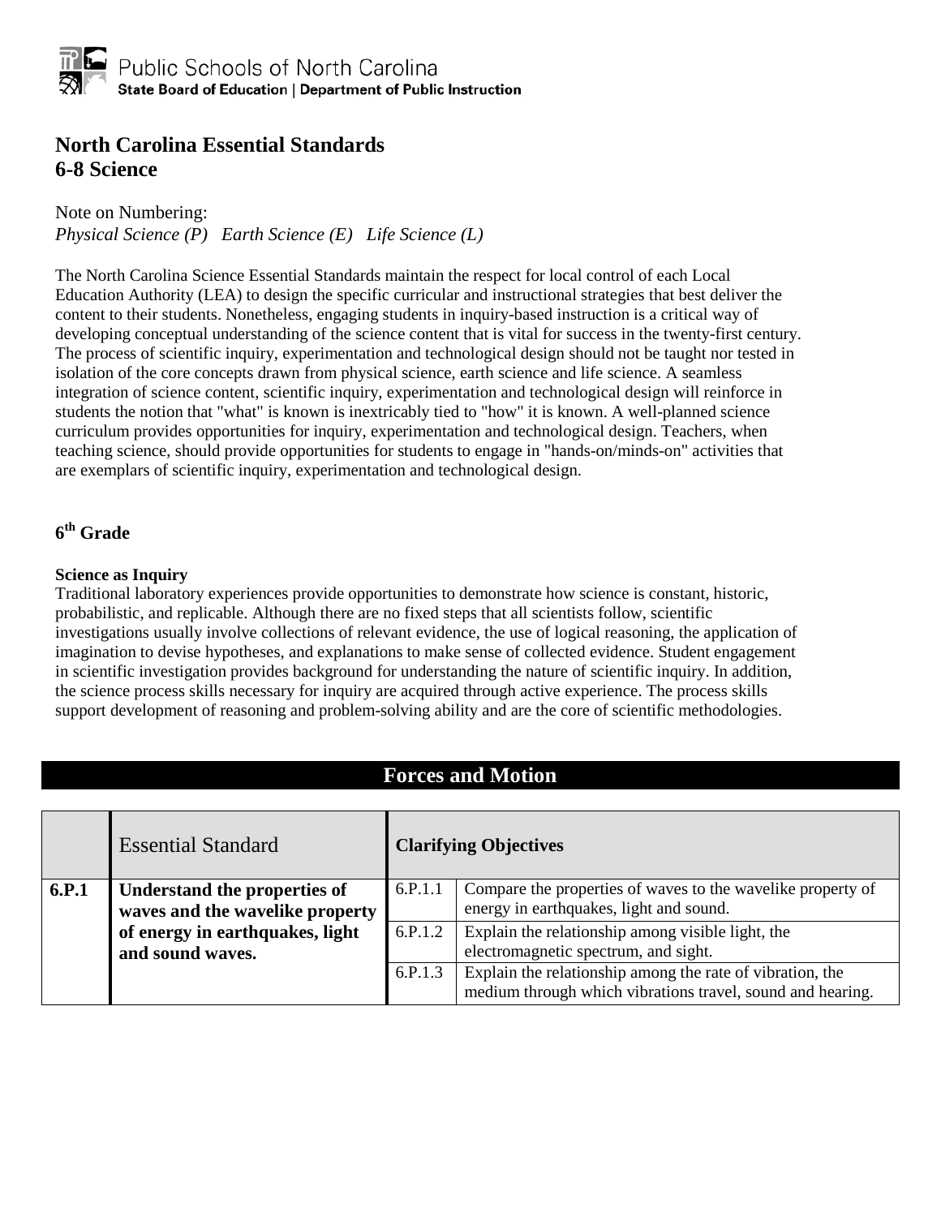Public Schools of North Carolina
**State Board of Education | Department of Public Instruction**

# North Carolina Essential Standards
# 6-8 Science

Note on Numbering:
*Physical Science (P)   Earth Science (E)   Life Science (L)*

The North Carolina Science Essential Standards maintain the respect for local control of each Local Education Authority (LEA) to design the specific curricular and instructional strategies that best deliver the content to their students. Nonetheless, engaging students in inquiry-based instruction is a critical way of developing conceptual understanding of the science content that is vital for success in the twenty-first century. The process of scientific inquiry, experimentation and technological design should not be taught nor tested in isolation of the core concepts drawn from physical science, earth science and life science. A seamless integration of science content, scientific inquiry, experimentation and technological design will reinforce in students the notion that "what" is known is inextricably tied to "how" it is known. A well-planned science curriculum provides opportunities for inquiry, experimentation and technological design. Teachers, when teaching science, should provide opportunities for students to engage in "hands-on/minds-on" activities that are exemplars of scientific inquiry, experimentation and technological design.

## 6th Grade

**Science as Inquiry**

Traditional laboratory experiences provide opportunities to demonstrate how science is constant, historic, probabilistic, and replicable. Although there are no fixed steps that all scientists follow, scientific investigations usually involve collections of relevant evidence, the use of logical reasoning, the application of imagination to devise hypotheses, and explanations to make sense of collected evidence. Student engagement in scientific investigation provides background for understanding the nature of scientific inquiry. In addition, the science process skills necessary for inquiry are acquired through active experience. The process skills support development of reasoning and problem-solving ability and are the core of scientific methodologies.

### Forces and Motion

| | Essential Standard | **Clarifying Objectives** | |
|---|---|---|---|
| **6.P.1** | **Understand the properties of waves and the wavelike property of energy in earthquakes, light and sound waves.** | 6.P.1.1 | Compare the properties of waves to the wavelike property of energy in earthquakes, light and sound. |
| | | 6.P.1.2 | Explain the relationship among visible light, the electromagnetic spectrum, and sight. |
| | | 6.P.1.3 | Explain the relationship among the rate of vibration, the medium through which vibrations travel, sound and hearing. |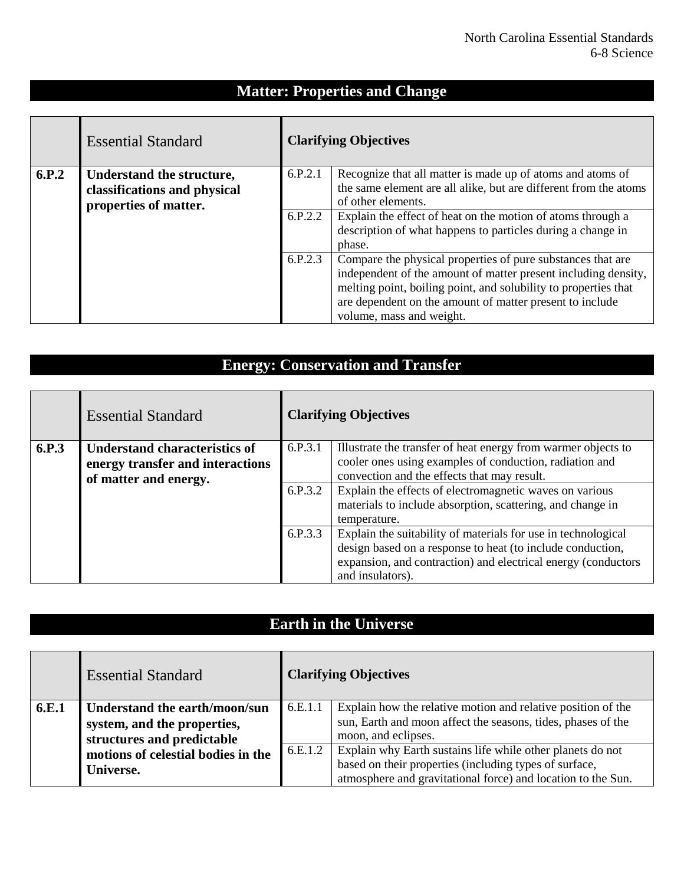## Matter: Properties and Change

| | Essential Standard | Clarifying Objectives | |
|---|---|---|---|
| **6.P.2** | **Understand the structure, classifications and physical properties of matter.** | 6.P.2.1 | Recognize that all matter is made up of atoms and atoms of the same element are all alike, but are different from the atoms of other elements. |
| | | 6.P.2.2 | Explain the effect of heat on the motion of atoms through a description of what happens to particles during a change in phase. |
| | | 6.P.2.3 | Compare the physical properties of pure substances that are independent of the amount of matter present including density, melting point, boiling point, and solubility to properties that are dependent on the amount of matter present to include volume, mass and weight. |

## Energy: Conservation and Transfer

| | Essential Standard | Clarifying Objectives | |
|---|---|---|---|
| **6.P.3** | **Understand characteristics of energy transfer and interactions of matter and energy.** | 6.P.3.1 | Illustrate the transfer of heat energy from warmer objects to cooler ones using examples of conduction, radiation and convection and the effects that may result. |
| | | 6.P.3.2 | Explain the effects of electromagnetic waves on various materials to include absorption, scattering, and change in temperature. |
| | | 6.P.3.3 | Explain the suitability of materials for use in technological design based on a response to heat (to include conduction, expansion, and contraction) and electrical energy (conductors and insulators). |

## Earth in the Universe

| | Essential Standard | Clarifying Objectives | |
|---|---|---|---|
| **6.E.1** | **Understand the earth/moon/sun system, and the properties, structures and predictable motions of celestial bodies in the Universe.** | 6.E.1.1 | Explain how the relative motion and relative position of the sun, Earth and moon affect the seasons, tides, phases of the moon, and eclipses. |
| | | 6.E.1.2 | Explain why Earth sustains life while other planets do not based on their properties (including types of surface, atmosphere and gravitational force) and location to the Sun. |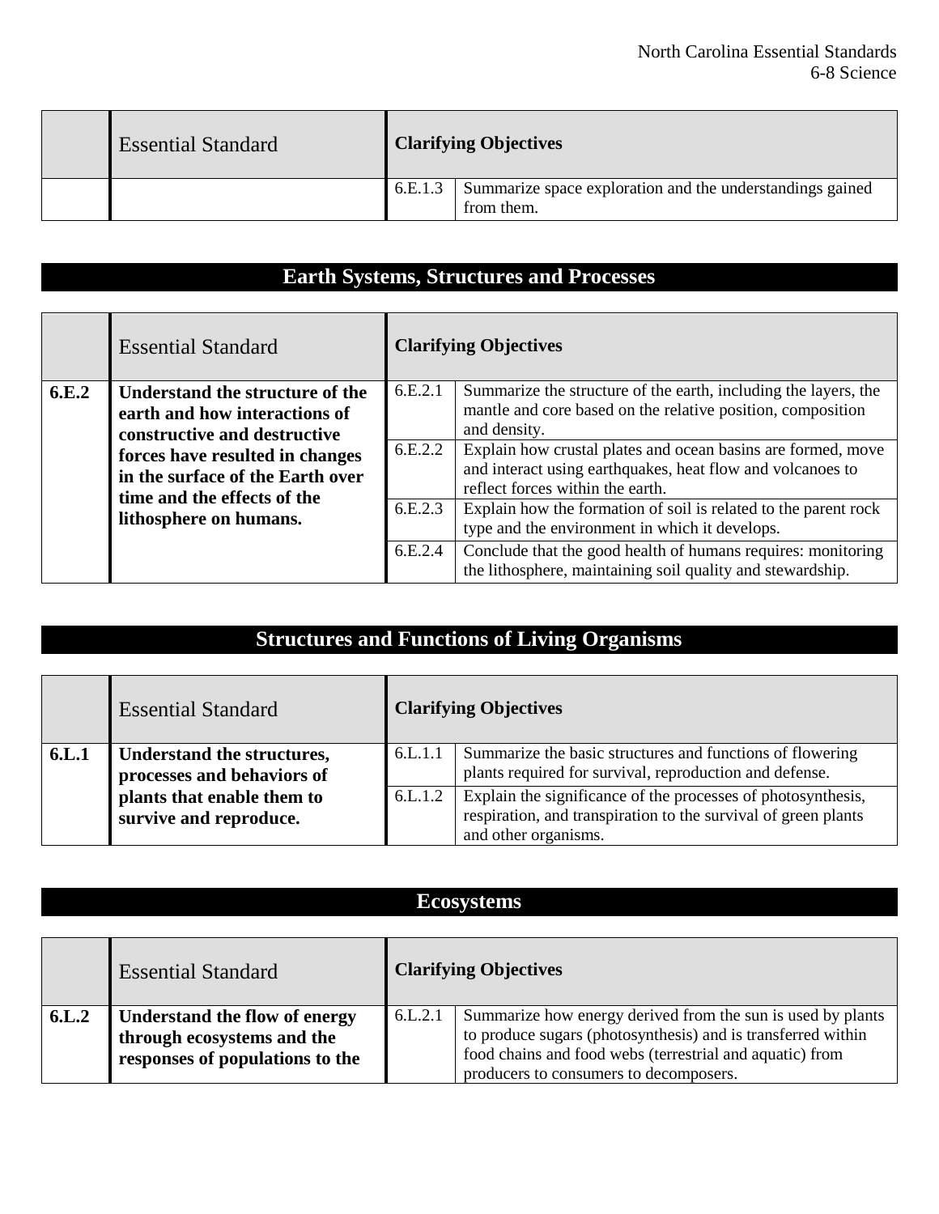| | Essential Standard | | Clarifying Objectives |
|---|---|---|---|
| | | 6.E.1.3 | Summarize space exploration and the understandings gained from them. |

## Earth Systems, Structures and Processes

| | Essential Standard | | Clarifying Objectives |
|---|---|---|---|
| **6.E.2** | **Understand the structure of the earth and how interactions of constructive and destructive forces have resulted in changes in the surface of the Earth over time and the effects of the lithosphere on humans.** | 6.E.2.1 | Summarize the structure of the earth, including the layers, the mantle and core based on the relative position, composition and density. |
| | | 6.E.2.2 | Explain how crustal plates and ocean basins are formed, move and interact using earthquakes, heat flow and volcanoes to reflect forces within the earth. |
| | | 6.E.2.3 | Explain how the formation of soil is related to the parent rock type and the environment in which it develops. |
| | | 6.E.2.4 | Conclude that the good health of humans requires: monitoring the lithosphere, maintaining soil quality and stewardship. |

## Structures and Functions of Living Organisms

| | Essential Standard | | Clarifying Objectives |
|---|---|---|---|
| **6.L.1** | **Understand the structures, processes and behaviors of plants that enable them to survive and reproduce.** | 6.L.1.1 | Summarize the basic structures and functions of flowering plants required for survival, reproduction and defense. |
| | | 6.L.1.2 | Explain the significance of the processes of photosynthesis, respiration, and transpiration to the survival of green plants and other organisms. |

## Ecosystems

| | Essential Standard | | Clarifying Objectives |
|---|---|---|---|
| **6.L.2** | **Understand the flow of energy through ecosystems and the responses of populations to the** | 6.L.2.1 | Summarize how energy derived from the sun is used by plants to produce sugars (photosynthesis) and is transferred within food chains and food webs (terrestrial and aquatic) from producers to consumers to decomposers. |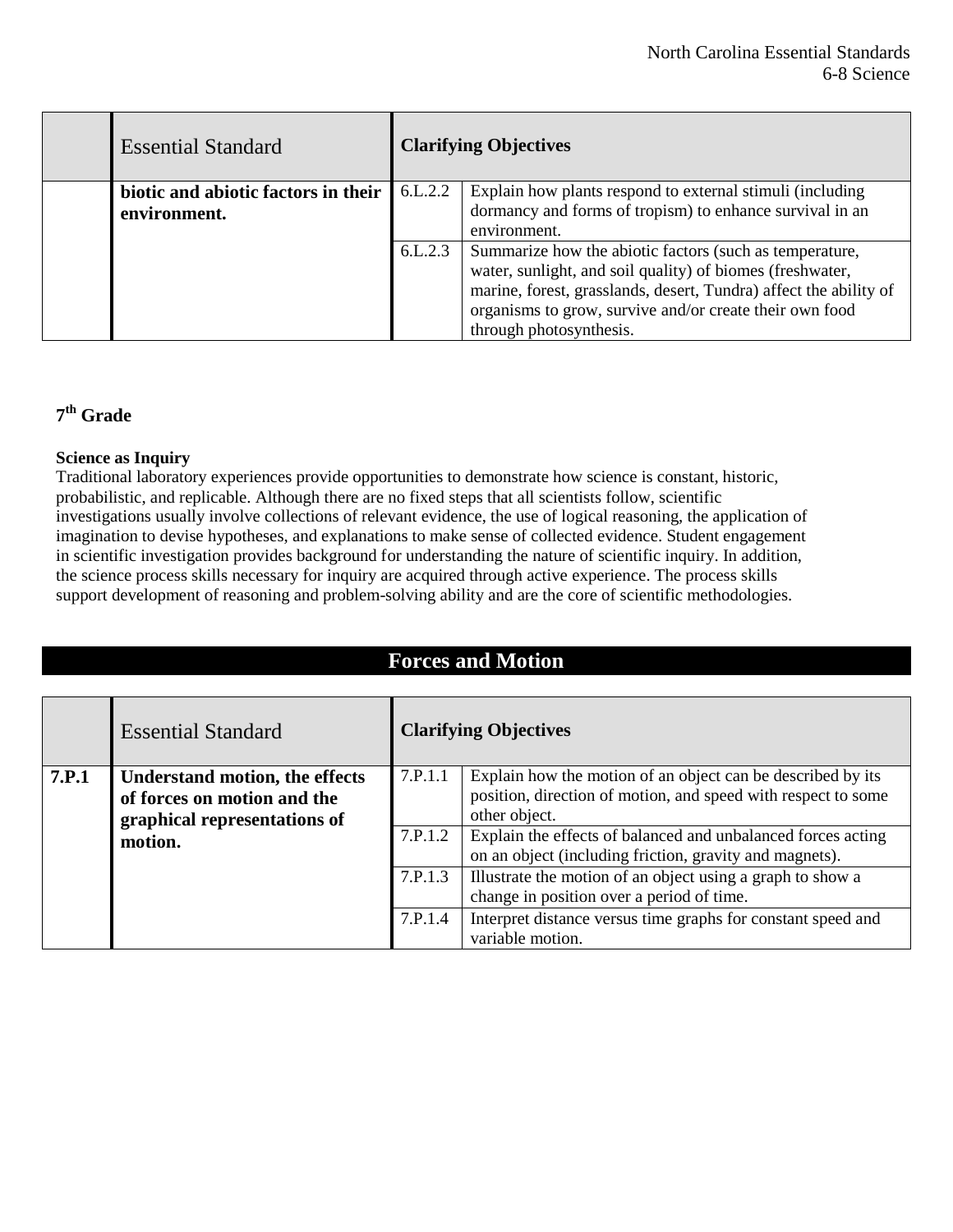| | Essential Standard | Clarifying Objectives | |
|---|---|---|---|
| | **biotic and abiotic factors in their environment.** | 6.L.2.2 | Explain how plants respond to external stimuli (including dormancy and forms of tropism) to enhance survival in an environment. |
| | | 6.L.2.3 | Summarize how the abiotic factors (such as temperature, water, sunlight, and soil quality) of biomes (freshwater, marine, forest, grasslands, desert, Tundra) affect the ability of organisms to grow, survive and/or create their own food through photosynthesis. |

## 7th Grade

**Science as Inquiry**

Traditional laboratory experiences provide opportunities to demonstrate how science is constant, historic, probabilistic, and replicable. Although there are no fixed steps that all scientists follow, scientific investigations usually involve collections of relevant evidence, the use of logical reasoning, the application of imagination to devise hypotheses, and explanations to make sense of collected evidence. Student engagement in scientific investigation provides background for understanding the nature of scientific inquiry. In addition, the science process skills necessary for inquiry are acquired through active experience. The process skills support development of reasoning and problem-solving ability and are the core of scientific methodologies.

## Forces and Motion

| | Essential Standard | Clarifying Objectives | |
|---|---|---|---|
| **7.P.1** | **Understand motion, the effects of forces on motion and the graphical representations of motion.** | 7.P.1.1 | Explain how the motion of an object can be described by its position, direction of motion, and speed with respect to some other object. |
| | | 7.P.1.2 | Explain the effects of balanced and unbalanced forces acting on an object (including friction, gravity and magnets). |
| | | 7.P.1.3 | Illustrate the motion of an object using a graph to show a change in position over a period of time. |
| | | 7.P.1.4 | Interpret distance versus time graphs for constant speed and variable motion. |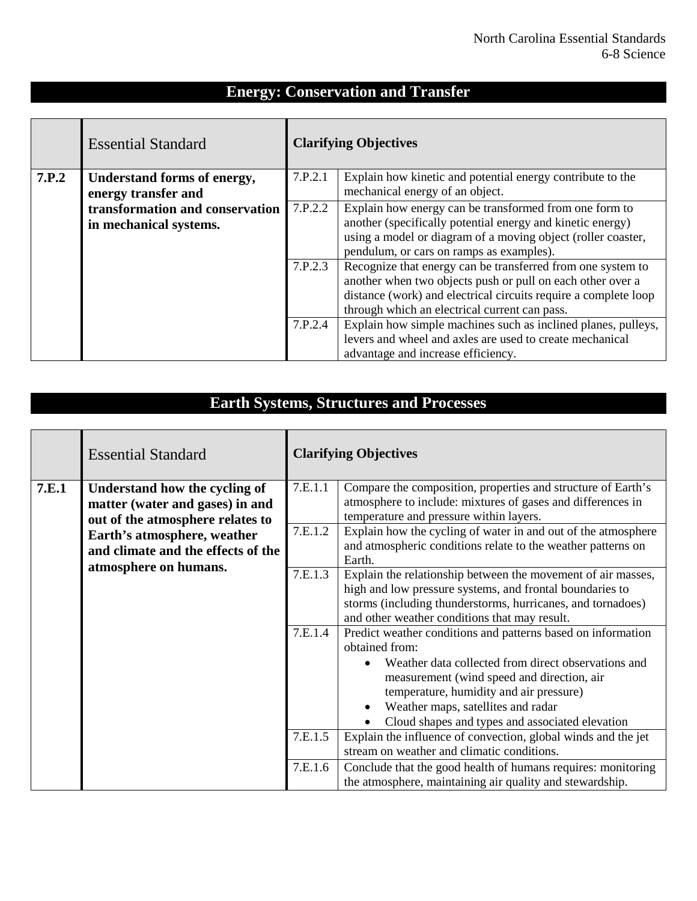## Energy: Conservation and Transfer

| | Essential Standard | Clarifying Objectives | |
|---|---|---|---|
| **7.P.2** | **Understand forms of energy, energy transfer and transformation and conservation in mechanical systems.** | 7.P.2.1 | Explain how kinetic and potential energy contribute to the mechanical energy of an object. |
| | | 7.P.2.2 | Explain how energy can be transformed from one form to another (specifically potential energy and kinetic energy) using a model or diagram of a moving object (roller coaster, pendulum, or cars on ramps as examples). |
| | | 7.P.2.3 | Recognize that energy can be transferred from one system to another when two objects push or pull on each other over a distance (work) and electrical circuits require a complete loop through which an electrical current can pass. |
| | | 7.P.2.4 | Explain how simple machines such as inclined planes, pulleys, levers and wheel and axles are used to create mechanical advantage and increase efficiency. |

## Earth Systems, Structures and Processes

| | Essential Standard | Clarifying Objectives | |
|---|---|---|---|
| **7.E.1** | **Understand how the cycling of matter (water and gases) in and out of the atmosphere relates to Earth's atmosphere, weather and climate and the effects of the atmosphere on humans.** | 7.E.1.1 | Compare the composition, properties and structure of Earth's atmosphere to include: mixtures of gases and differences in temperature and pressure within layers. |
| | | 7.E.1.2 | Explain how the cycling of water in and out of the atmosphere and atmospheric conditions relate to the weather patterns on Earth. |
| | | 7.E.1.3 | Explain the relationship between the movement of air masses, high and low pressure systems, and frontal boundaries to storms (including thunderstorms, hurricanes, and tornadoes) and other weather conditions that may result. |
| | | 7.E.1.4 | Predict weather conditions and patterns based on information obtained from: <br>• Weather data collected from direct observations and measurement (wind speed and direction, air temperature, humidity and air pressure) <br>• Weather maps, satellites and radar <br>• Cloud shapes and types and associated elevation |
| | | 7.E.1.5 | Explain the influence of convection, global winds and the jet stream on weather and climatic conditions. |
| | | 7.E.1.6 | Conclude that the good health of humans requires: monitoring the atmosphere, maintaining air quality and stewardship. |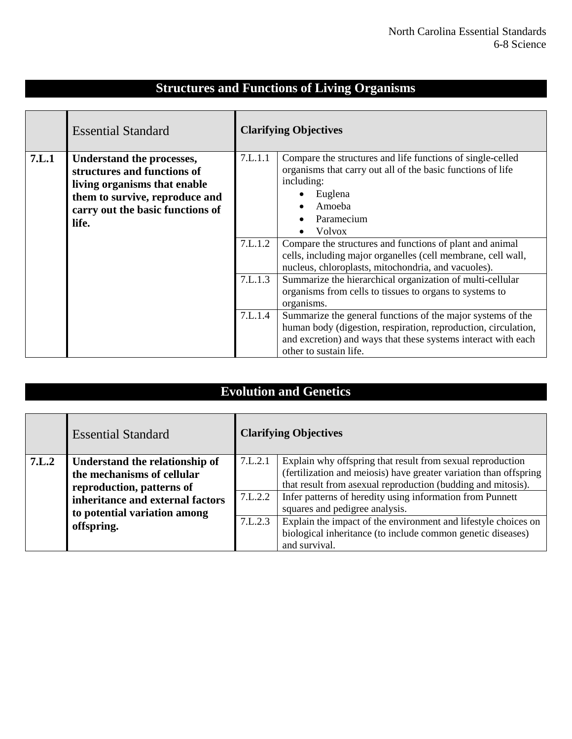## Structures and Functions of Living Organisms

| | Essential Standard | Clarifying Objectives | |
|---|---|---|---|
| **7.L.1** | **Understand the processes, structures and functions of living organisms that enable them to survive, reproduce and carry out the basic functions of life.** | 7.L.1.1 | Compare the structures and life functions of single-celled organisms that carry out all of the basic functions of life including: <br>• Euglena <br>• Amoeba <br>• Paramecium <br>• Volvox |
| | | 7.L.1.2 | Compare the structures and functions of plant and animal cells, including major organelles (cell membrane, cell wall, nucleus, chloroplasts, mitochondria, and vacuoles). |
| | | 7.L.1.3 | Summarize the hierarchical organization of multi-cellular organisms from cells to tissues to organs to systems to organisms. |
| | | 7.L.1.4 | Summarize the general functions of the major systems of the human body (digestion, respiration, reproduction, circulation, and excretion) and ways that these systems interact with each other to sustain life. |

## Evolution and Genetics

| | Essential Standard | Clarifying Objectives | |
|---|---|---|---|
| **7.L.2** | **Understand the relationship of the mechanisms of cellular reproduction, patterns of inheritance and external factors to potential variation among offspring.** | 7.L.2.1 | Explain why offspring that result from sexual reproduction (fertilization and meiosis) have greater variation than offspring that result from asexual reproduction (budding and mitosis). |
| | | 7.L.2.2 | Infer patterns of heredity using information from Punnett squares and pedigree analysis. |
| | | 7.L.2.3 | Explain the impact of the environment and lifestyle choices on biological inheritance (to include common genetic diseases) and survival. |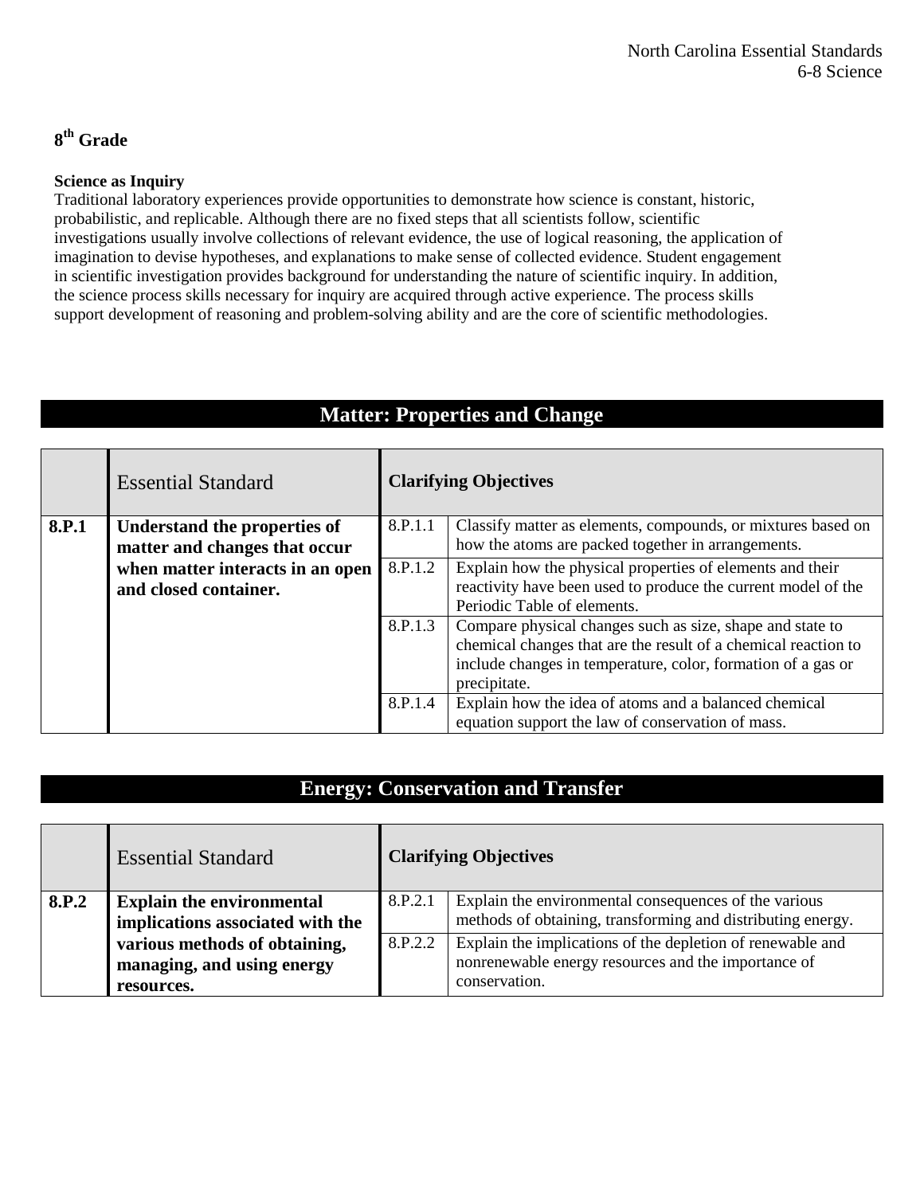## 8th Grade

**Science as Inquiry**

Traditional laboratory experiences provide opportunities to demonstrate how science is constant, historic, probabilistic, and replicable. Although there are no fixed steps that all scientists follow, scientific investigations usually involve collections of relevant evidence, the use of logical reasoning, the application of imagination to devise hypotheses, and explanations to make sense of collected evidence. Student engagement in scientific investigation provides background for understanding the nature of scientific inquiry. In addition, the science process skills necessary for inquiry are acquired through active experience. The process skills support development of reasoning and problem-solving ability and are the core of scientific methodologies.

### Matter: Properties and Change

| | Essential Standard | Clarifying Objectives | |
|---|---|---|---|
| **8.P.1** | **Understand the properties of matter and changes that occur when matter interacts in an open and closed container.** | 8.P.1.1 | Classify matter as elements, compounds, or mixtures based on how the atoms are packed together in arrangements. |
| | | 8.P.1.2 | Explain how the physical properties of elements and their reactivity have been used to produce the current model of the Periodic Table of elements. |
| | | 8.P.1.3 | Compare physical changes such as size, shape and state to chemical changes that are the result of a chemical reaction to include changes in temperature, color, formation of a gas or precipitate. |
| | | 8.P.1.4 | Explain how the idea of atoms and a balanced chemical equation support the law of conservation of mass. |

### Energy: Conservation and Transfer

| | Essential Standard | Clarifying Objectives | |
|---|---|---|---|
| **8.P.2** | **Explain the environmental implications associated with the various methods of obtaining, managing, and using energy resources.** | 8.P.2.1 | Explain the environmental consequences of the various methods of obtaining, transforming and distributing energy. |
| | | 8.P.2.2 | Explain the implications of the depletion of renewable and nonrenewable energy resources and the importance of conservation. |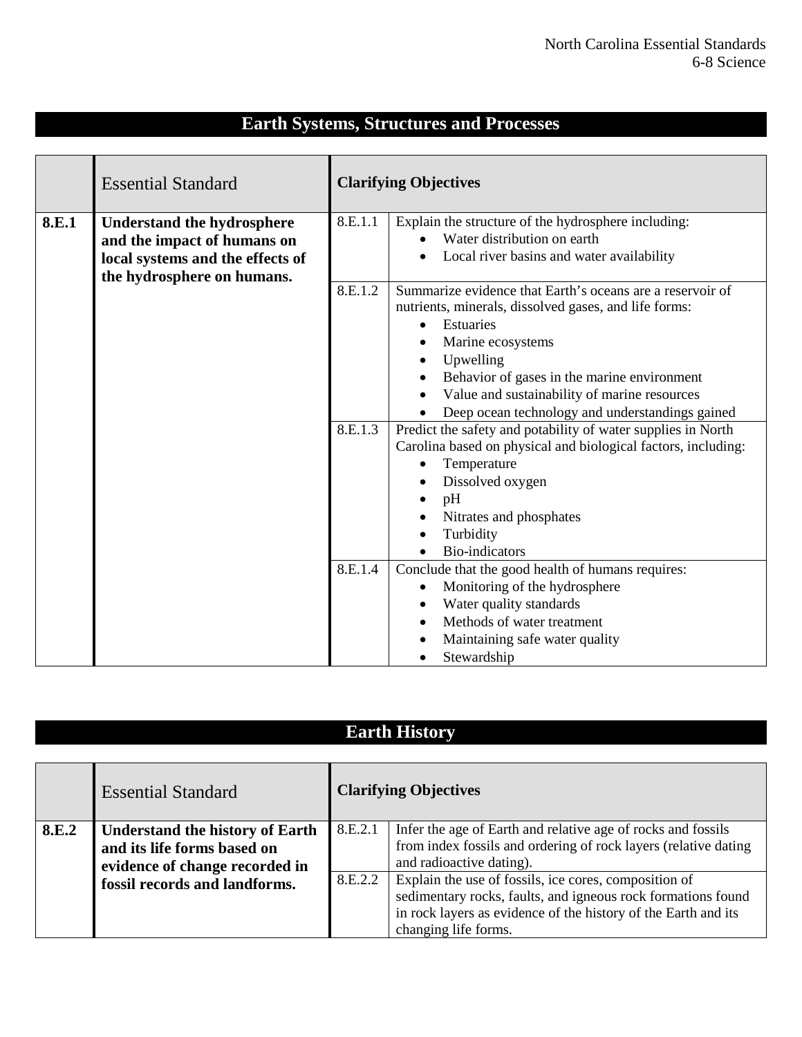## Earth Systems, Structures and Processes

| | Essential Standard | Clarifying Objectives | |
|---|---|---|---|
| **8.E.1** | **Understand the hydrosphere and the impact of humans on local systems and the effects of the hydrosphere on humans.** | 8.E.1.1 | Explain the structure of the hydrosphere including:<br>• Water distribution on earth<br>• Local river basins and water availability |
| | | 8.E.1.2 | Summarize evidence that Earth's oceans are a reservoir of nutrients, minerals, dissolved gases, and life forms:<br>• Estuaries<br>• Marine ecosystems<br>• Upwelling<br>• Behavior of gases in the marine environment<br>• Value and sustainability of marine resources<br>• Deep ocean technology and understandings gained |
| | | 8.E.1.3 | Predict the safety and potability of water supplies in North Carolina based on physical and biological factors, including:<br>• Temperature<br>• Dissolved oxygen<br>• pH<br>• Nitrates and phosphates<br>• Turbidity<br>• Bio-indicators |
| | | 8.E.1.4 | Conclude that the good health of humans requires:<br>• Monitoring of the hydrosphere<br>• Water quality standards<br>• Methods of water treatment<br>• Maintaining safe water quality<br>• Stewardship |

## Earth History

| | Essential Standard | Clarifying Objectives | |
|---|---|---|---|
| **8.E.2** | **Understand the history of Earth and its life forms based on evidence of change recorded in fossil records and landforms.** | 8.E.2.1 | Infer the age of Earth and relative age of rocks and fossils from index fossils and ordering of rock layers (relative dating and radioactive dating). |
| | | 8.E.2.2 | Explain the use of fossils, ice cores, composition of sedimentary rocks, faults, and igneous rock formations found in rock layers as evidence of the history of the Earth and its changing life forms. |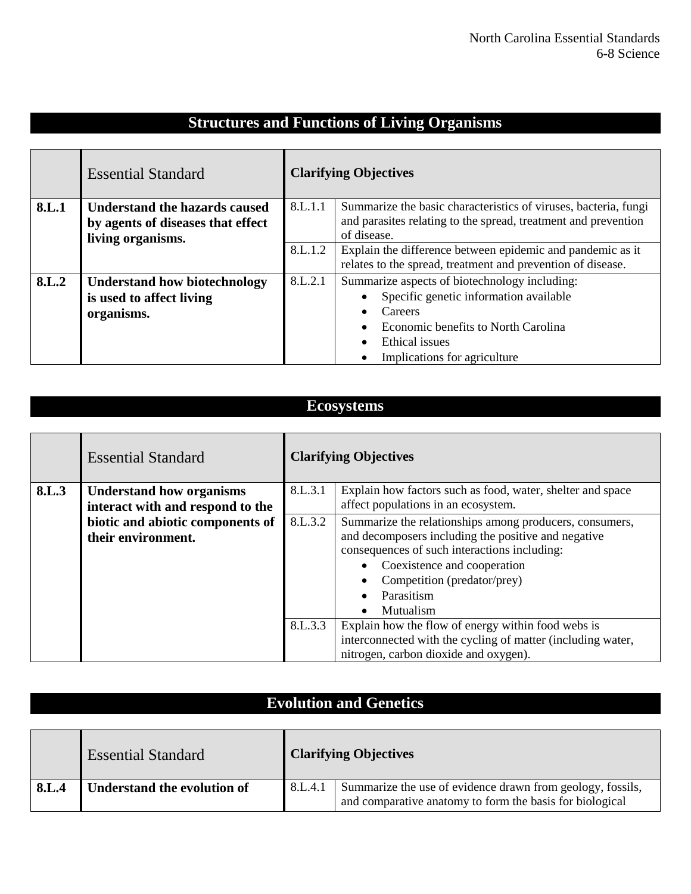## Structures and Functions of Living Organisms

| | Essential Standard | Clarifying Objectives | |
|---|---|---|---|
| **8.L.1** | **Understand the hazards caused by agents of diseases that effect living organisms.** | 8.L.1.1 | Summarize the basic characteristics of viruses, bacteria, fungi and parasites relating to the spread, treatment and prevention of disease. |
| | | 8.L.1.2 | Explain the difference between epidemic and pandemic as it relates to the spread, treatment and prevention of disease. |
| **8.L.2** | **Understand how biotechnology is used to affect living organisms.** | 8.L.2.1 | Summarize aspects of biotechnology including:<br>• Specific genetic information available<br>• Careers<br>• Economic benefits to North Carolina<br>• Ethical issues<br>• Implications for agriculture |

## Ecosystems

| | Essential Standard | Clarifying Objectives | |
|---|---|---|---|
| **8.L.3** | **Understand how organisms interact with and respond to the biotic and abiotic components of their environment.** | 8.L.3.1 | Explain how factors such as food, water, shelter and space affect populations in an ecosystem. |
| | | 8.L.3.2 | Summarize the relationships among producers, consumers, and decomposers including the positive and negative consequences of such interactions including:<br>• Coexistence and cooperation<br>• Competition (predator/prey)<br>• Parasitism<br>• Mutualism |
| | | 8.L.3.3 | Explain how the flow of energy within food webs is interconnected with the cycling of matter (including water, nitrogen, carbon dioxide and oxygen). |

## Evolution and Genetics

| | Essential Standard | Clarifying Objectives | |
|---|---|---|---|
| **8.L.4** | **Understand the evolution of** | 8.L.4.1 | Summarize the use of evidence drawn from geology, fossils, and comparative anatomy to form the basis for biological |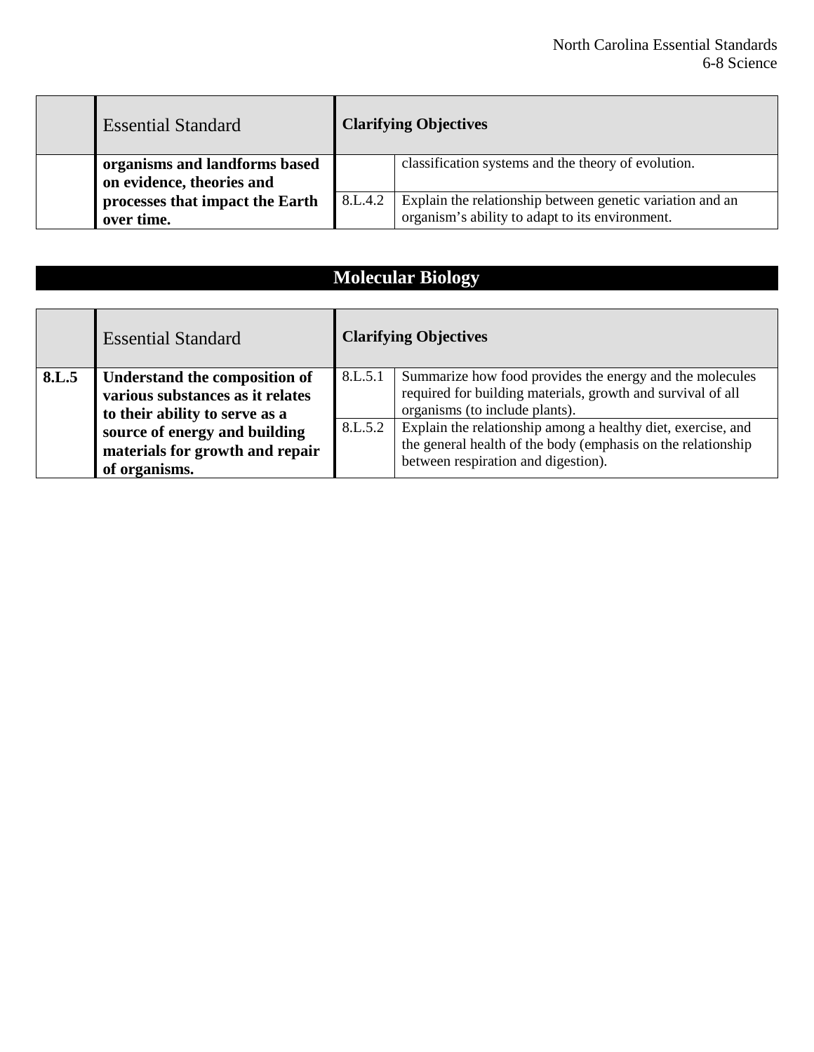| | Essential Standard | **Clarifying Objectives** | |
|---|---|---|---|
| | **organisms and landforms based on evidence, theories and processes that impact the Earth over time.** | | classification systems and the theory of evolution. |
| | | 8.L.4.2 | Explain the relationship between genetic variation and an organism's ability to adapt to its environment. |

## Molecular Biology

| | Essential Standard | **Clarifying Objectives** | |
|---|---|---|---|
| **8.L.5** | **Understand the composition of various substances as it relates to their ability to serve as a source of energy and building materials for growth and repair of organisms.** | 8.L.5.1 | Summarize how food provides the energy and the molecules required for building materials, growth and survival of all organisms (to include plants). |
| | | 8.L.5.2 | Explain the relationship among a healthy diet, exercise, and the general health of the body (emphasis on the relationship between respiration and digestion). |